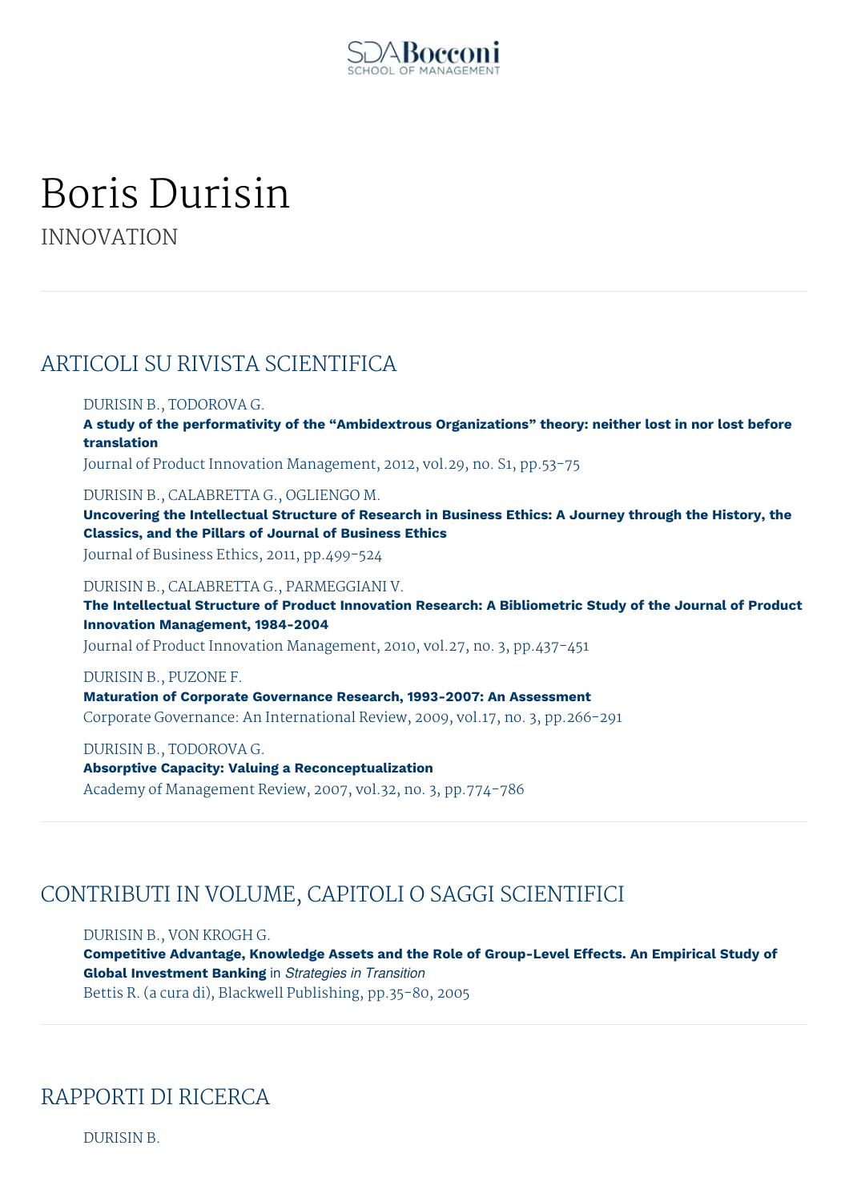# Boris Durisin

INNOVATION

## ARTICOLI SU RIVISTA SCIENTIFICA

DURISIN B., TODOROVA G.
**A study of the performativity of the "Ambidextrous Organizations" theory: neither lost in nor lost before translation**
Journal of Product Innovation Management, 2012, vol.29, no. S1, pp.53-75

DURISIN B., CALABRETTA G., OGLIENGO M.
**Uncovering the Intellectual Structure of Research in Business Ethics: A Journey through the History, the Classics, and the Pillars of Journal of Business Ethics**
Journal of Business Ethics, 2011, pp.499-524

DURISIN B., CALABRETTA G., PARMEGGIANI V.
**The Intellectual Structure of Product Innovation Research: A Bibliometric Study of the Journal of Product Innovation Management, 1984-2004**
Journal of Product Innovation Management, 2010, vol.27, no. 3, pp.437-451

DURISIN B., PUZONE F.
**Maturation of Corporate Governance Research, 1993-2007: An Assessment**
Corporate Governance: An International Review, 2009, vol.17, no. 3, pp.266-291

DURISIN B., TODOROVA G.
**Absorptive Capacity: Valuing a Reconceptualization**
Academy of Management Review, 2007, vol.32, no. 3, pp.774-786

## CONTRIBUTI IN VOLUME, CAPITOLI O SAGGI SCIENTIFICI

DURISIN B., VON KROGH G.
**Competitive Advantage, Knowledge Assets and the Role of Group-Level Effects. An Empirical Study of Global Investment Banking** in *Strategies in Transition*
Bettis R. (a cura di), Blackwell Publishing, pp.35-80, 2005

## RAPPORTI DI RICERCA

DURISIN B.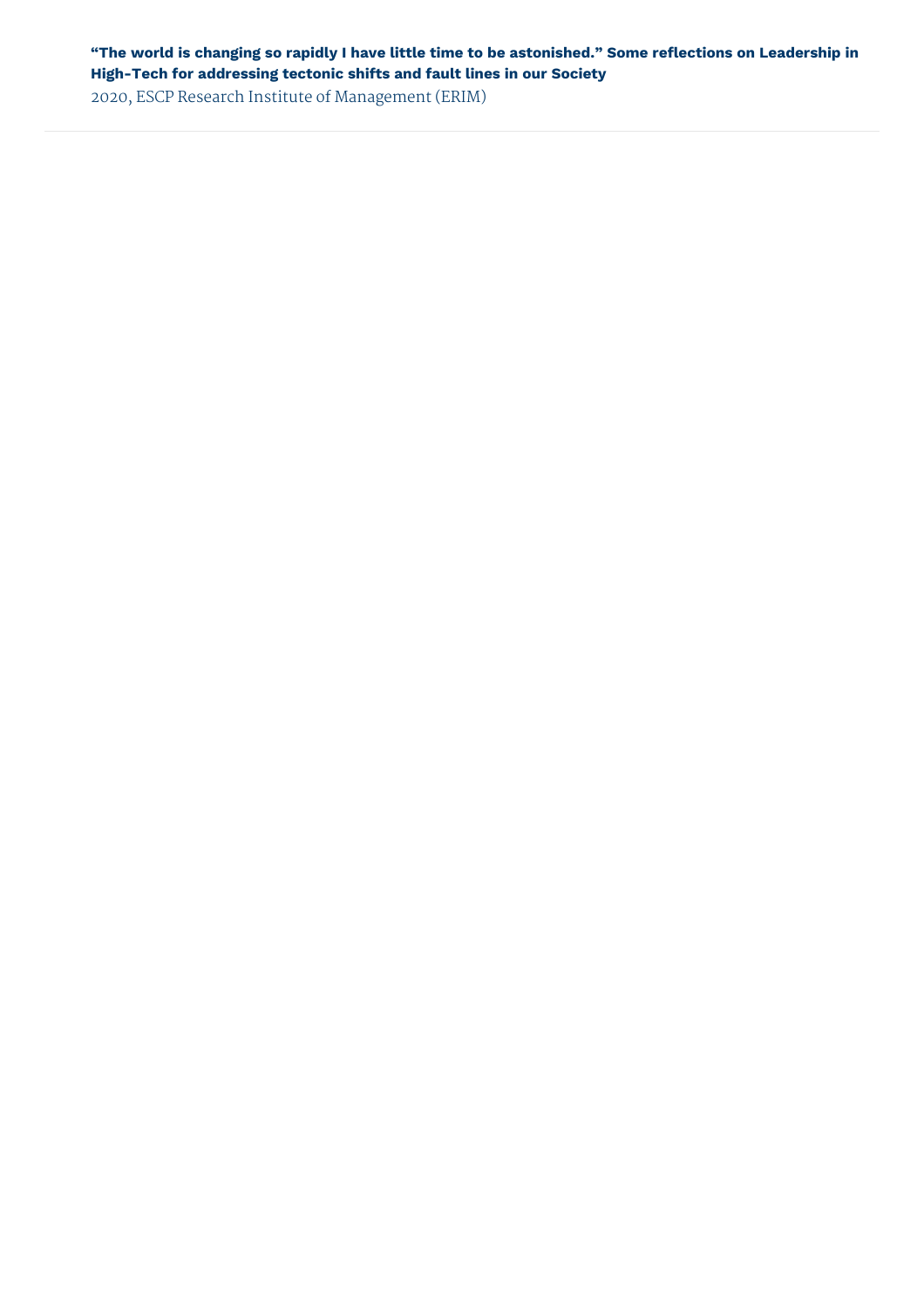**“The world is changing so rapidly I have little time to be astonished.” Some reflections on Leadership in High-Tech for addressing tectonic shifts and fault lines in our Society**

2020, ESCP Research Institute of Management (ERIM)